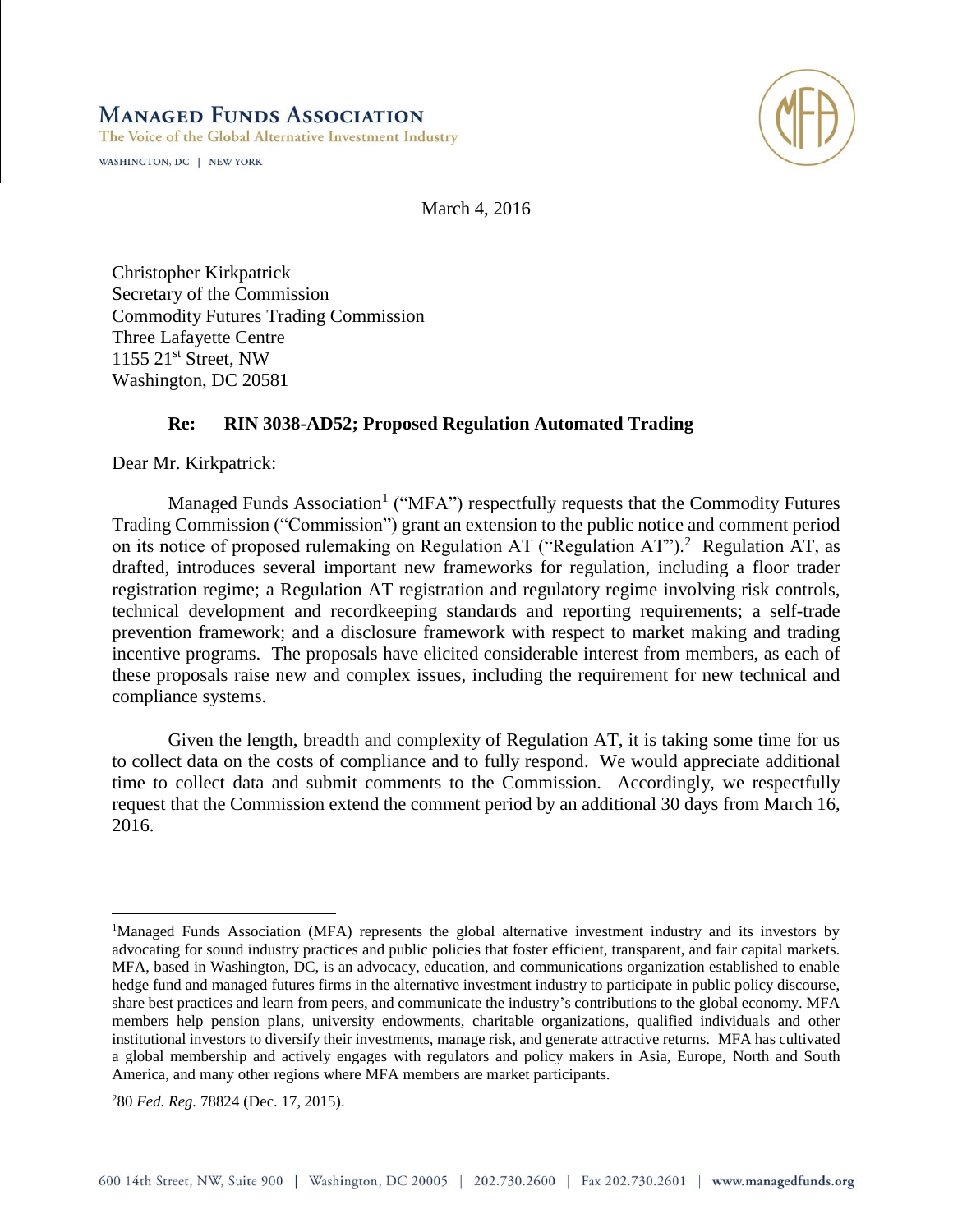# Managed Funds Association

The Voice of the Global Alternative Investment Industry

WASHINGTON, DC | NEW YORK

March 4, 2016

Christopher Kirkpatrick
Secretary of the Commission
Commodity Futures Trading Commission
Three Lafayette Centre
1155 21st Street, NW
Washington, DC 20581

**Re: RIN 3038-AD52; Proposed Regulation Automated Trading**

Dear Mr. Kirkpatrick:

Managed Funds Association[1] ("MFA") respectfully requests that the Commodity Futures Trading Commission ("Commission") grant an extension to the public notice and comment period on its notice of proposed rulemaking on Regulation AT ("Regulation AT").[2] Regulation AT, as drafted, introduces several important new frameworks for regulation, including a floor trader registration regime; a Regulation AT registration and regulatory regime involving risk controls, technical development and recordkeeping standards and reporting requirements; a self-trade prevention framework; and a disclosure framework with respect to market making and trading incentive programs. The proposals have elicited considerable interest from members, as each of these proposals raise new and complex issues, including the requirement for new technical and compliance systems.

Given the length, breadth and complexity of Regulation AT, it is taking some time for us to collect data on the costs of compliance and to fully respond. We would appreciate additional time to collect data and submit comments to the Commission. Accordingly, we respectfully request that the Commission extend the comment period by an additional 30 days from March 16, 2016.

---

[1] Managed Funds Association (MFA) represents the global alternative investment industry and its investors by advocating for sound industry practices and public policies that foster efficient, transparent, and fair capital markets. MFA, based in Washington, DC, is an advocacy, education, and communications organization established to enable hedge fund and managed futures firms in the alternative investment industry to participate in public policy discourse, share best practices and learn from peers, and communicate the industry's contributions to the global economy. MFA members help pension plans, university endowments, charitable organizations, qualified individuals and other institutional investors to diversify their investments, manage risk, and generate attractive returns. MFA has cultivated a global membership and actively engages with regulators and policy makers in Asia, Europe, North and South America, and many other regions where MFA members are market participants.

[2] 80 *Fed. Reg.* 78824 (Dec. 17, 2015).

600 14th Street, NW, Suite 900 | Washington, DC 20005 | 202.730.2600 | Fax 202.730.2601 | www.managedfunds.org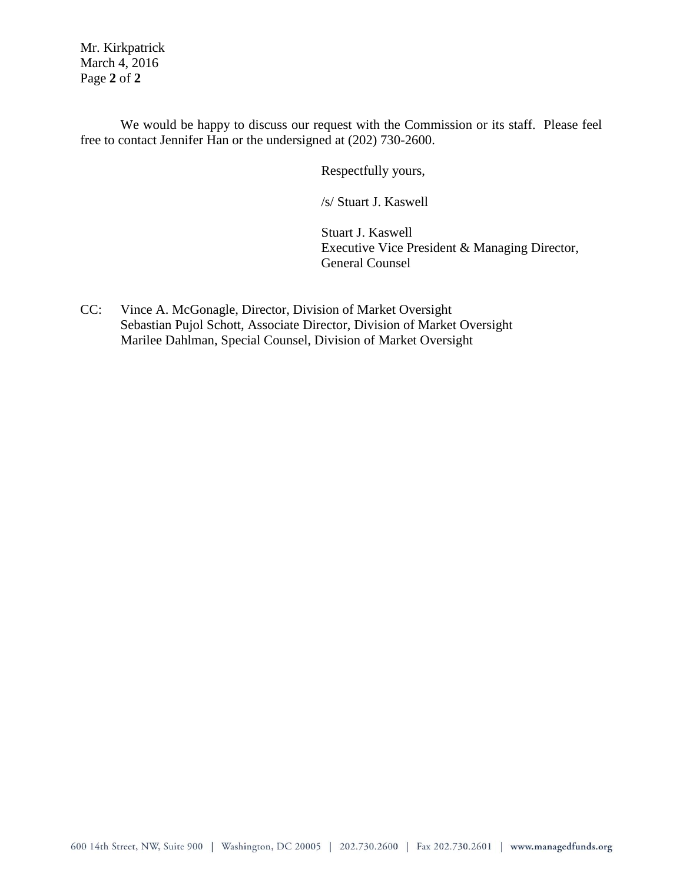We would be happy to discuss our request with the Commission or its staff. Please feel free to contact Jennifer Han or the undersigned at (202) 730-2600.

Respectfully yours,

/s/ Stuart J. Kaswell

Stuart J. Kaswell
Executive Vice President & Managing Director,
General Counsel

CC: Vince A. McGonagle, Director, Division of Market Oversight
Sebastian Pujol Schott, Associate Director, Division of Market Oversight
Marilee Dahlman, Special Counsel, Division of Market Oversight